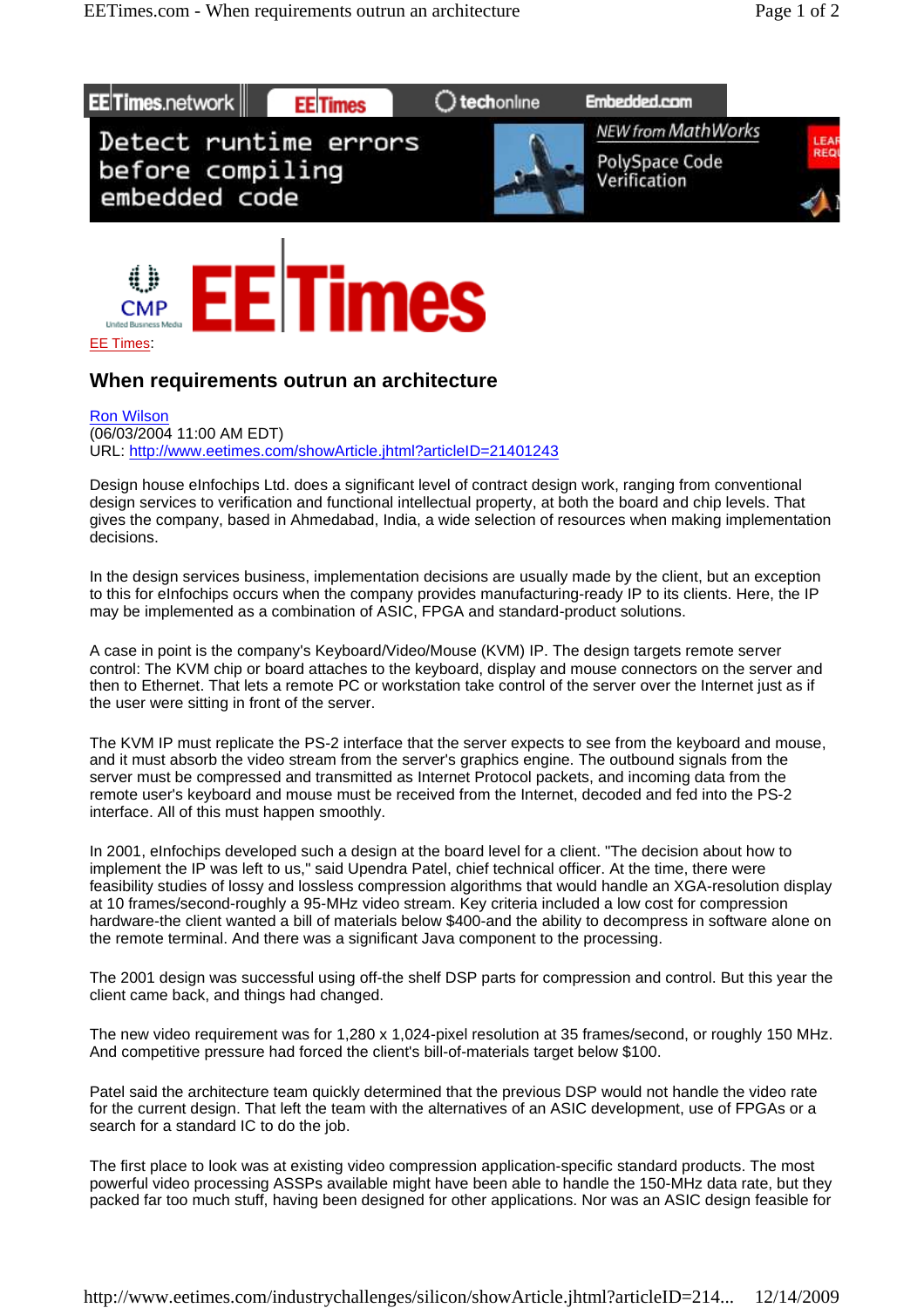EE Times:

## When requirements outrun an architecture

Ron Wilson
(06/03/2004 11:00 AM EDT)
URL: http://www.eetimes.com/showArticle.jhtml?articleID=21401243

Design house eInfochips Ltd. does a significant level of contract design work, ranging from conventional design services to verification and functional intellectual property, at both the board and chip levels. That gives the company, based in Ahmedabad, India, a wide selection of resources when making implementation decisions.

In the design services business, implementation decisions are usually made by the client, but an exception to this for eInfochips occurs when the company provides manufacturing-ready IP to its clients. Here, the IP may be implemented as a combination of ASIC, FPGA and standard-product solutions.

A case in point is the company's Keyboard/Video/Mouse (KVM) IP. The design targets remote server control: The KVM chip or board attaches to the keyboard, display and mouse connectors on the server and then to Ethernet. That lets a remote PC or workstation take control of the server over the Internet just as if the user were sitting in front of the server.

The KVM IP must replicate the PS-2 interface that the server expects to see from the keyboard and mouse, and it must absorb the video stream from the server's graphics engine. The outbound signals from the server must be compressed and transmitted as Internet Protocol packets, and incoming data from the remote user's keyboard and mouse must be received from the Internet, decoded and fed into the PS-2 interface. All of this must happen smoothly.

In 2001, eInfochips developed such a design at the board level for a client. "The decision about how to implement the IP was left to us," said Upendra Patel, chief technical officer. At the time, there were feasibility studies of lossy and lossless compression algorithms that would handle an XGA-resolution display at 10 frames/second-roughly a 95-MHz video stream. Key criteria included a low cost for compression hardware-the client wanted a bill of materials below $400-and the ability to decompress in software alone on the remote terminal. And there was a significant Java component to the processing.

The 2001 design was successful using off-the shelf DSP parts for compression and control. But this year the client came back, and things had changed.

The new video requirement was for 1,280 x 1,024-pixel resolution at 35 frames/second, or roughly 150 MHz. And competitive pressure had forced the client's bill-of-materials target below $100.

Patel said the architecture team quickly determined that the previous DSP would not handle the video rate for the current design. That left the team with the alternatives of an ASIC development, use of FPGAs or a search for a standard IC to do the job.

The first place to look was at existing video compression application-specific standard products. The most powerful video processing ASSPs available might have been able to handle the 150-MHz data rate, but they packed far too much stuff, having been designed for other applications. Nor was an ASIC design feasible for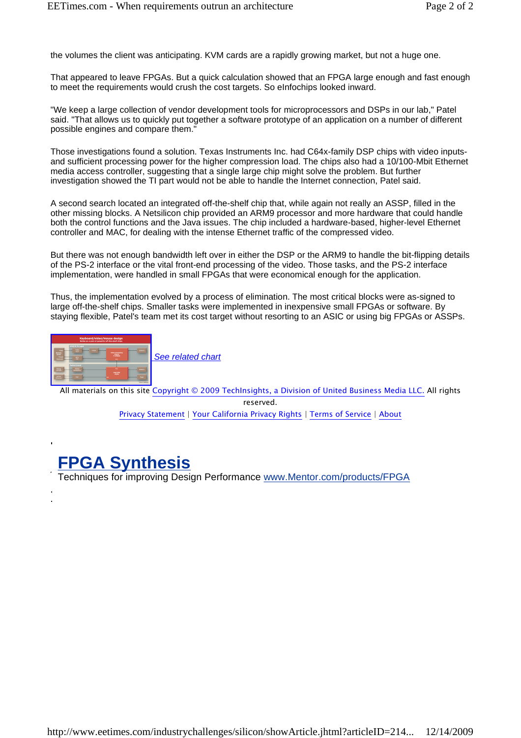the volumes the client was anticipating. KVM cards are a rapidly growing market, but not a huge one.

That appeared to leave FPGAs. But a quick calculation showed that an FPGA large enough and fast enough to meet the requirements would crush the cost targets. So eInfochips looked inward.

"We keep a large collection of vendor development tools for microprocessors and DSPs in our lab," Patel said. "That allows us to quickly put together a software prototype of an application on a number of different possible engines and compare them."

Those investigations found a solution. Texas Instruments Inc. had C64x-family DSP chips with video inputs-and sufficient processing power for the higher compression load. The chips also had a 10/100-Mbit Ethernet media access controller, suggesting that a single large chip might solve the problem. But further investigation showed the TI part would not be able to handle the Internet connection, Patel said.

A second search located an integrated off-the-shelf chip that, while again not really an ASSP, filled in the other missing blocks. A Netsilicon chip provided an ARM9 processor and more hardware that could handle both the control functions and the Java issues. The chip included a hardware-based, higher-level Ethernet controller and MAC, for dealing with the intense Ethernet traffic of the compressed video.

But there was not enough bandwidth left over in either the DSP or the ARM9 to handle the bit-flipping details of the PS-2 interface or the vital front-end processing of the video. Those tasks, and the PS-2 interface implementation, were handled in small FPGAs that were economical enough for the application.

Thus, the implementation evolved by a process of elimination. The most critical blocks were as-signed to large off-the-shelf chips. Smaller tasks were implemented in inexpensive small FPGAs or software. By staying flexible, Patel's team met its cost target without resorting to an ASIC or using big FPGAs or ASSPs.

*See related chart*

All materials on this site Copyright © 2009 TechInsights, a Division of United Business Media LLC. All rights reserved.

Privacy Statement | Your California Privacy Rights | Terms of Service | About

# FPGA Synthesis

Techniques for improving Design Performance www.Mentor.com/products/FPGA